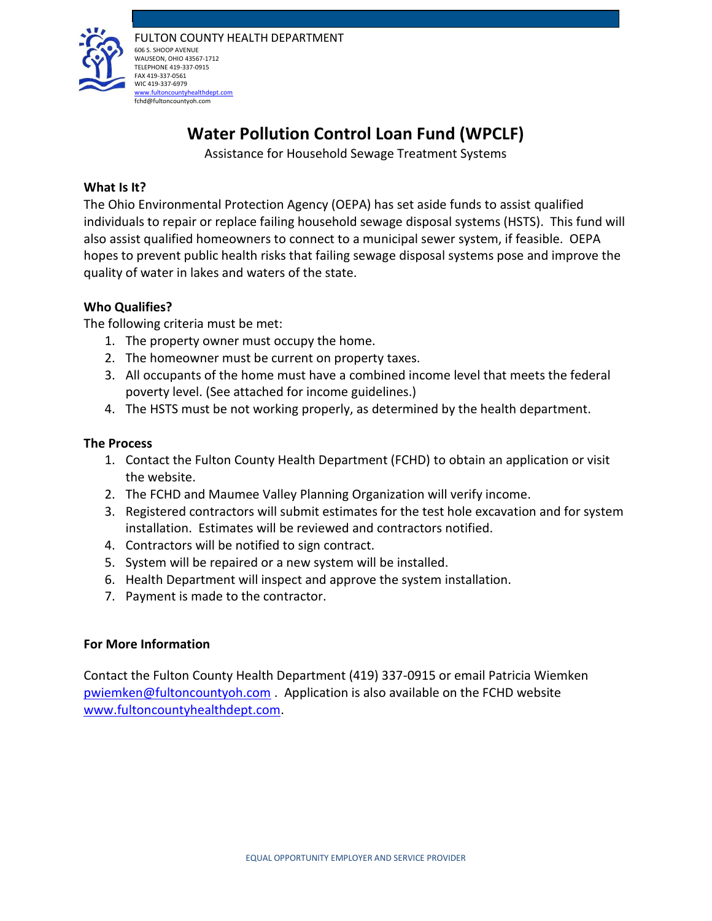FULTON COUNTY HEALTH DEPARTMENT
606 S. SHOOP AVENUE
WAUSEON, OHIO 43567-1712
TELEPHONE 419-337-0915
FAX 419-337-0561
WIC 419-337-6979
www.fultoncountyhealthdept.com
fchd@fultoncountyoh.com

# Water Pollution Control Loan Fund (WPCLF)

Assistance for Household Sewage Treatment Systems

**What Is It?**

The Ohio Environmental Protection Agency (OEPA) has set aside funds to assist qualified individuals to repair or replace failing household sewage disposal systems (HSTS). This fund will also assist qualified homeowners to connect to a municipal sewer system, if feasible. OEPA hopes to prevent public health risks that failing sewage disposal systems pose and improve the quality of water in lakes and waters of the state.

**Who Qualifies?**

The following criteria must be met:

1. The property owner must occupy the home.
2. The homeowner must be current on property taxes.
3. All occupants of the home must have a combined income level that meets the federal poverty level. (See attached for income guidelines.)
4. The HSTS must be not working properly, as determined by the health department.

**The Process**

1. Contact the Fulton County Health Department (FCHD) to obtain an application or visit the website.
2. The FCHD and Maumee Valley Planning Organization will verify income.
3. Registered contractors will submit estimates for the test hole excavation and for system installation. Estimates will be reviewed and contractors notified.
4. Contractors will be notified to sign contract.
5. System will be repaired or a new system will be installed.
6. Health Department will inspect and approve the system installation.
7. Payment is made to the contractor.

**For More Information**

Contact the Fulton County Health Department (419) 337-0915 or email Patricia Wiemken pwiemken@fultoncountyoh.com . Application is also available on the FCHD website www.fultoncountyhealthdept.com.

EQUAL OPPORTUNITY EMPLOYER AND SERVICE PROVIDER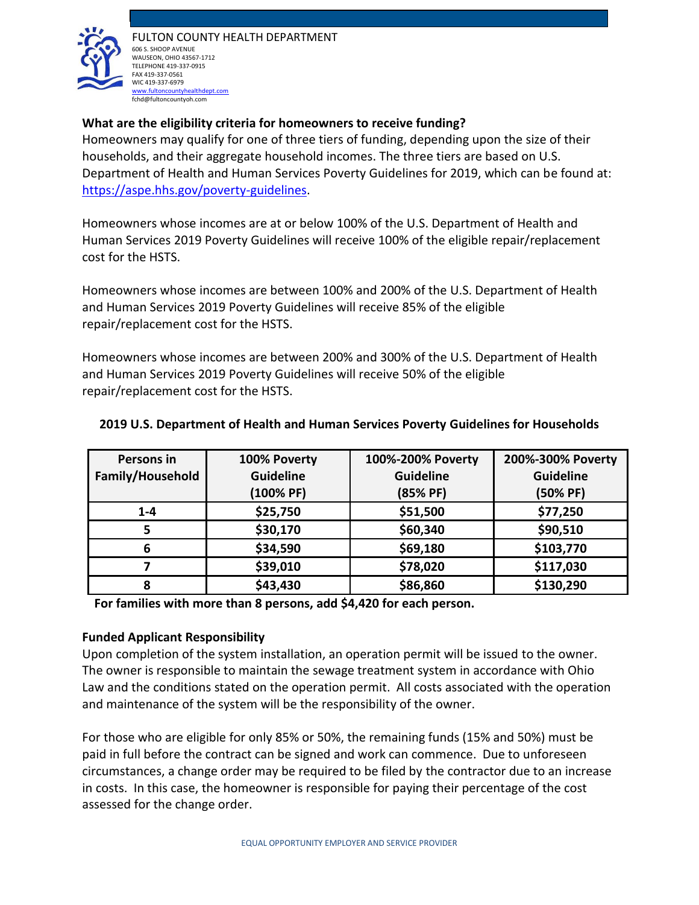FULTON COUNTY HEALTH DEPARTMENT
606 S. SHOOP AVENUE
WAUSEON, OHIO 43567-1712
TELEPHONE 419-337-0915
FAX 419-337-0561
WIC 419-337-6979
www.fultoncountyhealthdept.com
fchd@fultoncountyoh.com

**What are the eligibility criteria for homeowners to receive funding?**

Homeowners may qualify for one of three tiers of funding, depending upon the size of their households, and their aggregate household incomes. The three tiers are based on U.S. Department of Health and Human Services Poverty Guidelines for 2019, which can be found at: https://aspe.hhs.gov/poverty-guidelines.

Homeowners whose incomes are at or below 100% of the U.S. Department of Health and Human Services 2019 Poverty Guidelines will receive 100% of the eligible repair/replacement cost for the HSTS.

Homeowners whose incomes are between 100% and 200% of the U.S. Department of Health and Human Services 2019 Poverty Guidelines will receive 85% of the eligible repair/replacement cost for the HSTS.

Homeowners whose incomes are between 200% and 300% of the U.S. Department of Health and Human Services 2019 Poverty Guidelines will receive 50% of the eligible repair/replacement cost for the HSTS.

**2019 U.S. Department of Health and Human Services Poverty Guidelines for Households**

| Persons in Family/Household | 100% Poverty Guideline (100% PF) | 100%-200% Poverty Guideline (85% PF) | 200%-300% Poverty Guideline (50% PF) |
|---|---|---|---|
| 1-4 | $25,750 | $51,500 | $77,250 |
| 5 | $30,170 | $60,340 | $90,510 |
| 6 | $34,590 | $69,180 | $103,770 |
| 7 | $39,010 | $78,020 | $117,030 |
| 8 | $43,430 | $86,860 | $130,290 |

**For families with more than 8 persons, add $4,420 for each person.**

**Funded Applicant Responsibility**

Upon completion of the system installation, an operation permit will be issued to the owner. The owner is responsible to maintain the sewage treatment system in accordance with Ohio Law and the conditions stated on the operation permit. All costs associated with the operation and maintenance of the system will be the responsibility of the owner.

For those who are eligible for only 85% or 50%, the remaining funds (15% and 50%) must be paid in full before the contract can be signed and work can commence. Due to unforeseen circumstances, a change order may be required to be filed by the contractor due to an increase in costs. In this case, the homeowner is responsible for paying their percentage of the cost assessed for the change order.

EQUAL OPPORTUNITY EMPLOYER AND SERVICE PROVIDER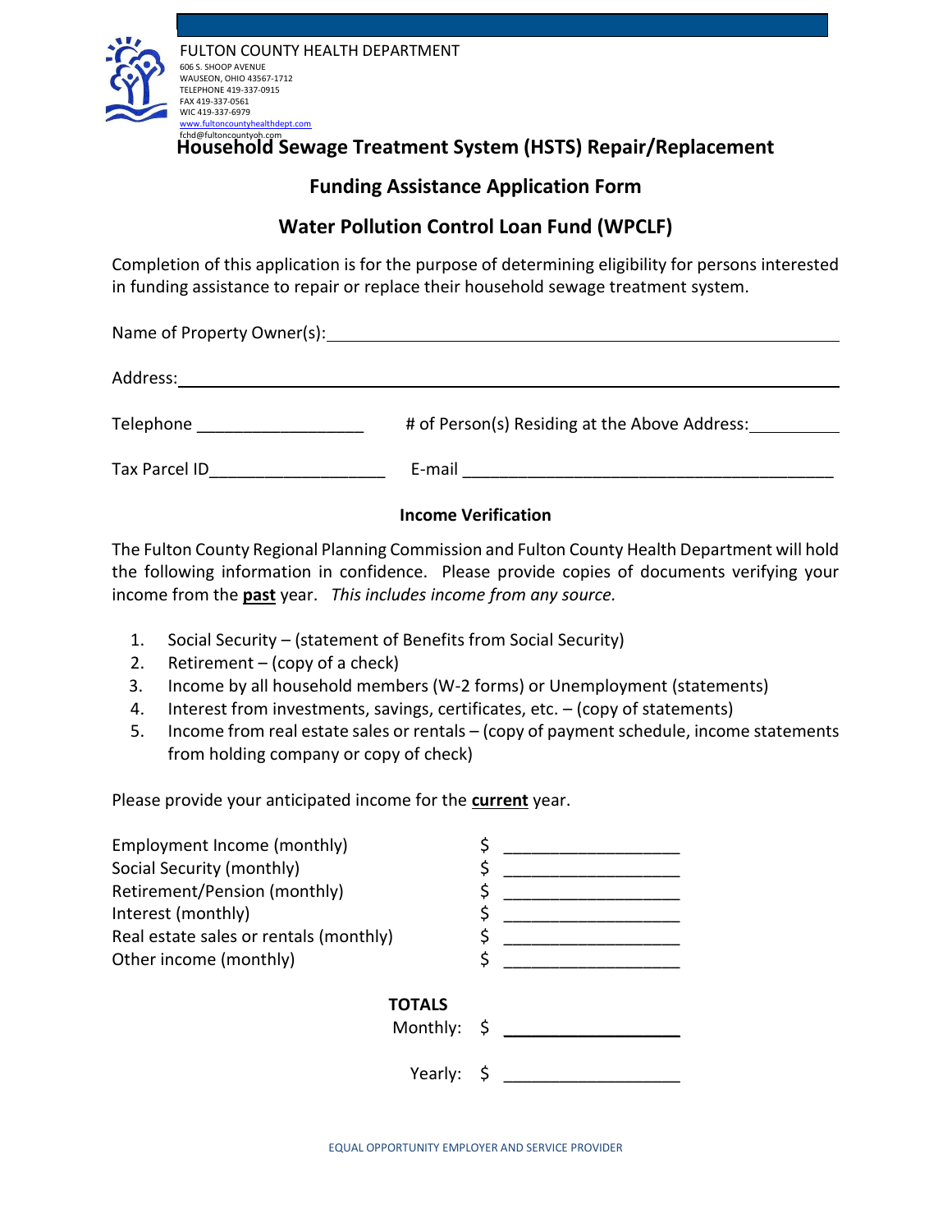FULTON COUNTY HEALTH DEPARTMENT
606 S. SHOOP AVENUE
WAUSEON, OHIO 43567-1712
TELEPHONE 419-337-0915
FAX 419-337-0561
WIC 419-337-6979
www.fultoncountyhealthdept.com
fchd@fultoncountyoh.com

# Household Sewage Treatment System (HSTS) Repair/Replacement

## Funding Assistance Application Form

## Water Pollution Control Loan Fund (WPCLF)

Completion of this application is for the purpose of determining eligibility for persons interested in funding assistance to repair or replace their household sewage treatment system.

Name of Property Owner(s): ______________________________________________

Address: ______________________________________________

Telephone __________________ # of Person(s) Residing at the Above Address: __________

Tax Parcel ID__________________ E-mail ________________________________________

### Income Verification

The Fulton County Regional Planning Commission and Fulton County Health Department will hold the following information in confidence. Please provide copies of documents verifying your income from the **past** year. *This includes income from any source.*

1. Social Security – (statement of Benefits from Social Security)
2. Retirement – (copy of a check)
3. Income by all household members (W-2 forms) or Unemployment (statements)
4. Interest from investments, savings, certificates, etc. – (copy of statements)
5. Income from real estate sales or rentals – (copy of payment schedule, income statements from holding company or copy of check)

Please provide your anticipated income for the **current** year.

| | |
|---|---|
| Employment Income (monthly) | $ __________________ |
| Social Security (monthly) | $ __________________ |
| Retirement/Pension (monthly) | $ __________________ |
| Interest (monthly) | $ __________________ |
| Real estate sales or rentals (monthly) | $ __________________ |
| Other income (monthly) | $ __________________ |

**TOTALS**

Monthly: $ __________________

Yearly: $ __________________

EQUAL OPPORTUNITY EMPLOYER AND SERVICE PROVIDER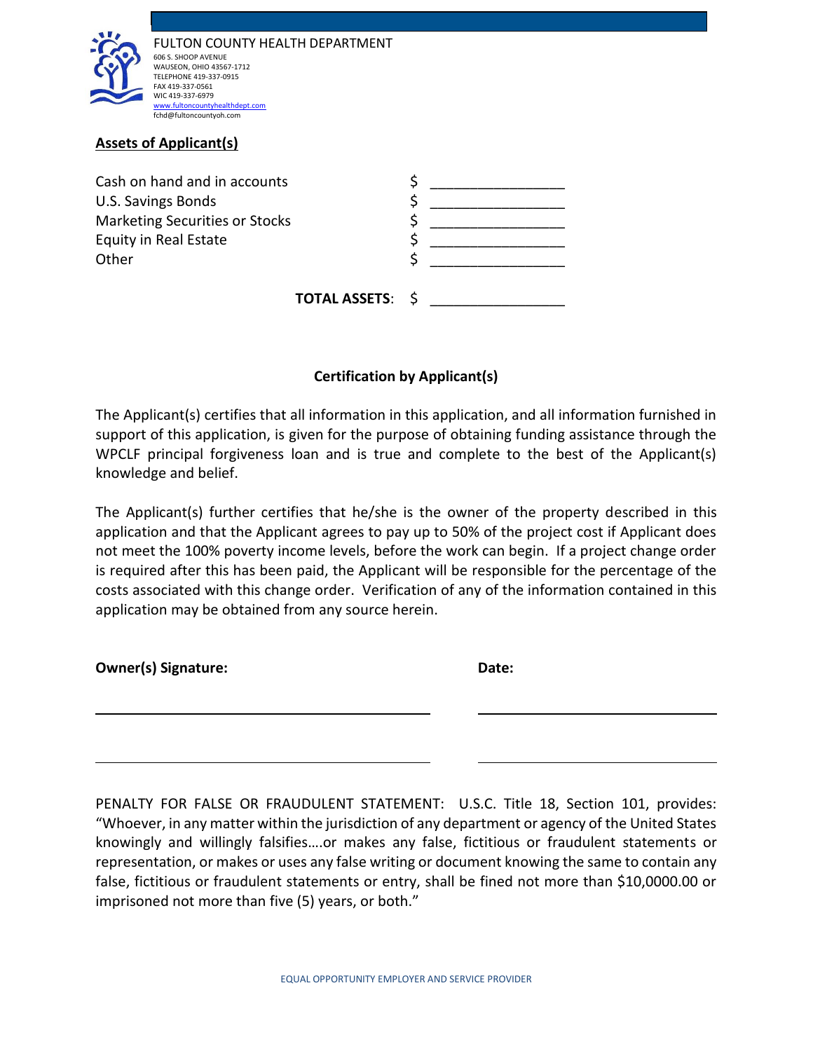FULTON COUNTY HEALTH DEPARTMENT
606 S. SHOOP AVENUE
WAUSEON, OHIO 43567-1712
TELEPHONE 419-337-0915
FAX 419-337-0561
WIC 419-337-6979
www.fultoncountyhealthdept.com
fchd@fultoncountyoh.com

## Assets of Applicant(s)

| | |
|---|---|
| Cash on hand and in accounts | $ _______________ |
| U.S. Savings Bonds | $ _______________ |
| Marketing Securities or Stocks | $ _______________ |
| Equity in Real Estate | $ _______________ |
| Other | $ _______________ |
| **TOTAL ASSETS**: | $ _______________ |

### Certification by Applicant(s)

The Applicant(s) certifies that all information in this application, and all information furnished in support of this application, is given for the purpose of obtaining funding assistance through the WPCLF principal forgiveness loan and is true and complete to the best of the Applicant(s) knowledge and belief.

The Applicant(s) further certifies that he/she is the owner of the property described in this application and that the Applicant agrees to pay up to 50% of the project cost if Applicant does not meet the 100% poverty income levels, before the work can begin. If a project change order is required after this has been paid, the Applicant will be responsible for the percentage of the costs associated with this change order. Verification of any of the information contained in this application may be obtained from any source herein.

**Owner(s) Signature:** ______________________________ **Date:** ____________________

______________________________ ____________________

PENALTY FOR FALSE OR FRAUDULENT STATEMENT: U.S.C. Title 18, Section 101, provides: "Whoever, in any matter within the jurisdiction of any department or agency of the United States knowingly and willingly falsifies….or makes any false, fictitious or fraudulent statements or representation, or makes or uses any false writing or document knowing the same to contain any false, fictitious or fraudulent statements or entry, shall be fined not more than $10,0000.00 or imprisoned not more than five (5) years, or both."

EQUAL OPPORTUNITY EMPLOYER AND SERVICE PROVIDER